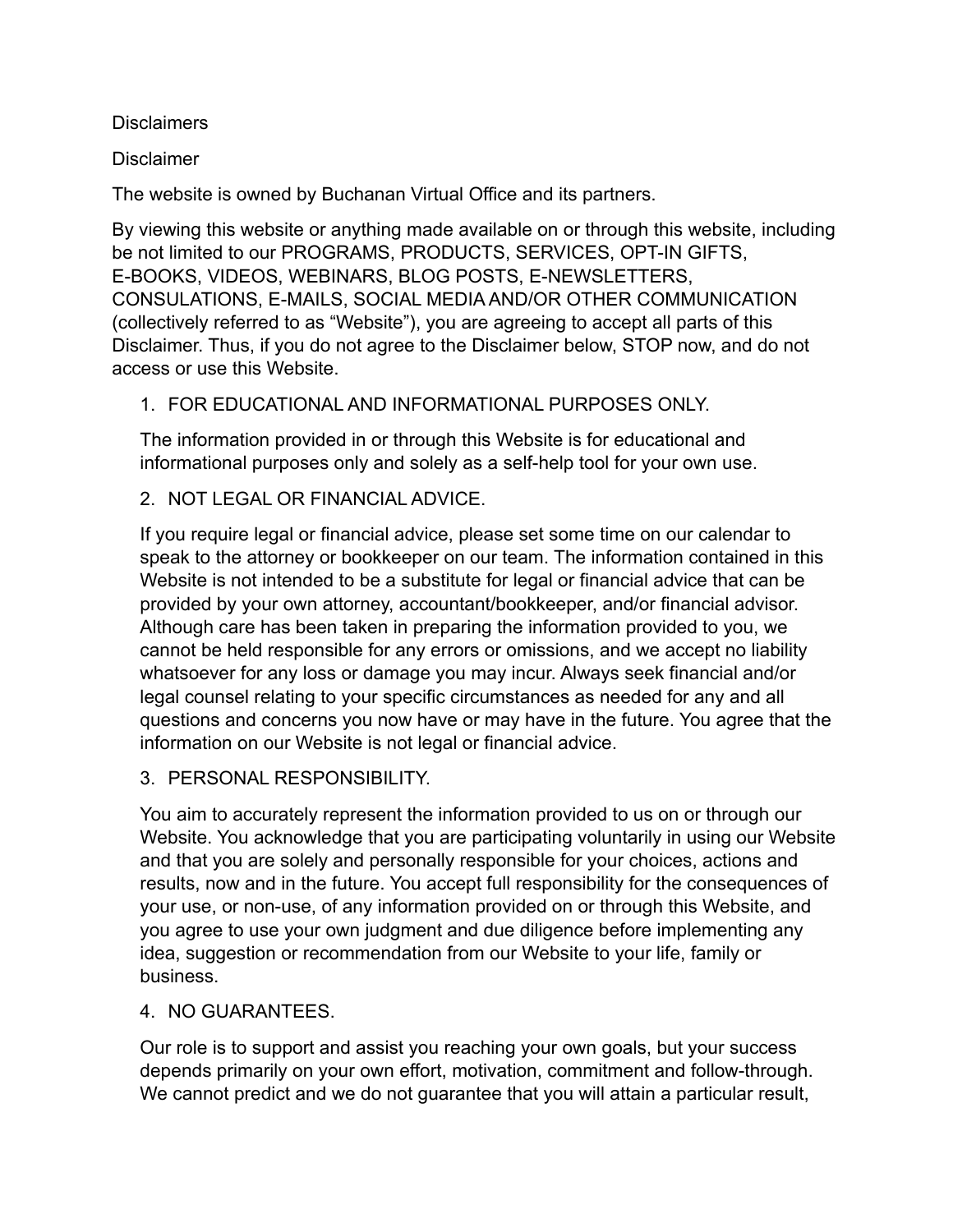Disclaimers

Disclaimer

The website is owned by Buchanan Virtual Office and its partners.

By viewing this website or anything made available on or through this website, including be not limited to our PROGRAMS, PRODUCTS, SERVICES, OPT-IN GIFTS, E-BOOKS, VIDEOS, WEBINARS, BLOG POSTS, E-NEWSLETTERS, CONSULATIONS, E-MAILS, SOCIAL MEDIA AND/OR OTHER COMMUNICATION (collectively referred to as "Website"), you are agreeing to accept all parts of this Disclaimer. Thus, if you do not agree to the Disclaimer below, STOP now, and do not access or use this Website.

1. FOR EDUCATIONAL AND INFORMATIONAL PURPOSES ONLY.

   The information provided in or through this Website is for educational and informational purposes only and solely as a self-help tool for your own use.

2. NOT LEGAL OR FINANCIAL ADVICE.

   If you require legal or financial advice, please set some time on our calendar to speak to the attorney or bookkeeper on our team. The information contained in this Website is not intended to be a substitute for legal or financial advice that can be provided by your own attorney, accountant/bookkeeper, and/or financial advisor. Although care has been taken in preparing the information provided to you, we cannot be held responsible for any errors or omissions, and we accept no liability whatsoever for any loss or damage you may incur. Always seek financial and/or legal counsel relating to your specific circumstances as needed for any and all questions and concerns you now have or may have in the future. You agree that the information on our Website is not legal or financial advice.

3. PERSONAL RESPONSIBILITY.

   You aim to accurately represent the information provided to us on or through our Website. You acknowledge that you are participating voluntarily in using our Website and that you are solely and personally responsible for your choices, actions and results, now and in the future. You accept full responsibility for the consequences of your use, or non-use, of any information provided on or through this Website, and you agree to use your own judgment and due diligence before implementing any idea, suggestion or recommendation from our Website to your life, family or business.

4. NO GUARANTEES.

   Our role is to support and assist you reaching your own goals, but your success depends primarily on your own effort, motivation, commitment and follow-through. We cannot predict and we do not guarantee that you will attain a particular result,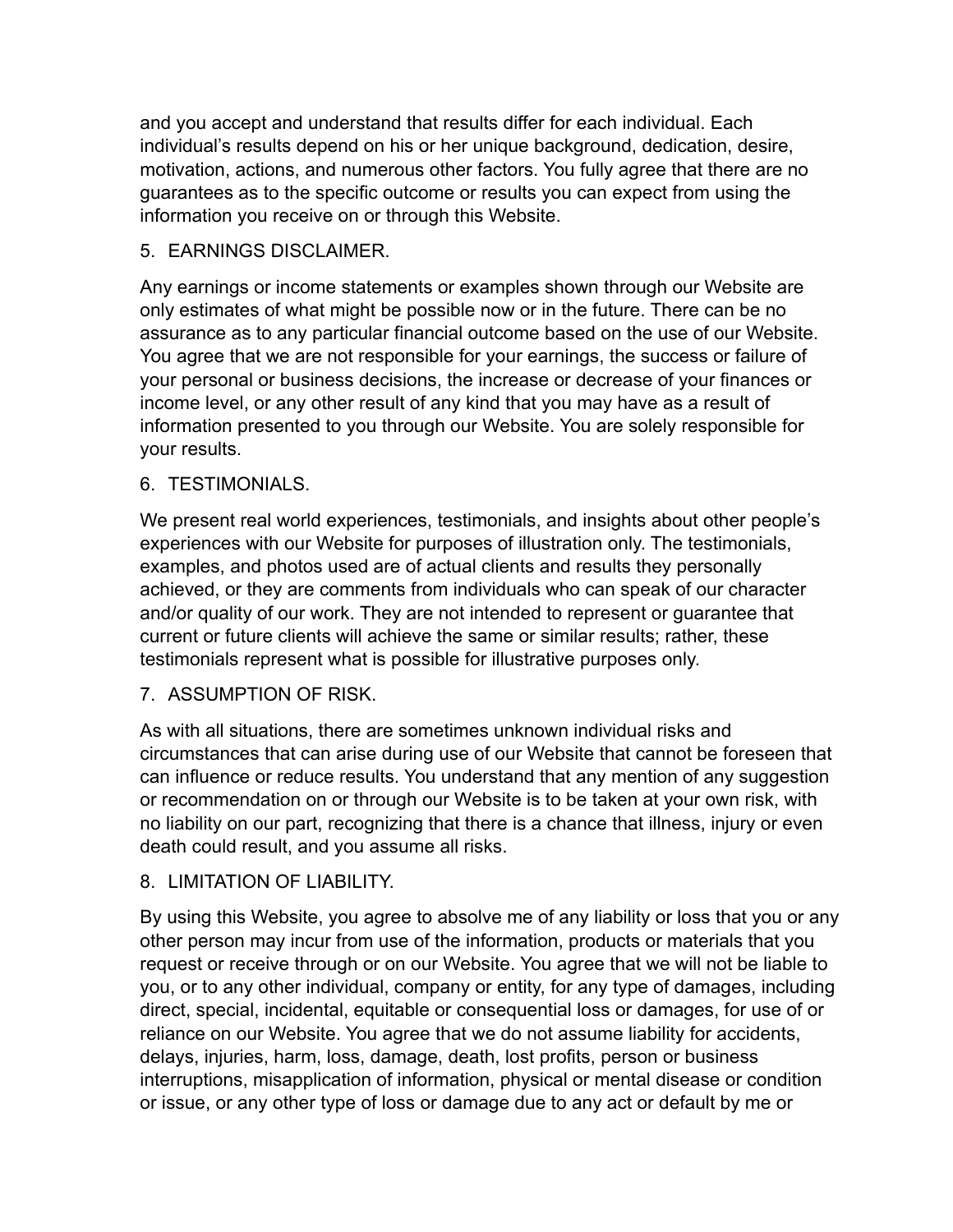and you accept and understand that results differ for each individual. Each individual's results depend on his or her unique background, dedication, desire, motivation, actions, and numerous other factors. You fully agree that there are no guarantees as to the specific outcome or results you can expect from using the information you receive on or through this Website.

5. EARNINGS DISCLAIMER.

Any earnings or income statements or examples shown through our Website are only estimates of what might be possible now or in the future. There can be no assurance as to any particular financial outcome based on the use of our Website. You agree that we are not responsible for your earnings, the success or failure of your personal or business decisions, the increase or decrease of your finances or income level, or any other result of any kind that you may have as a result of information presented to you through our Website. You are solely responsible for your results.

6. TESTIMONIALS.

We present real world experiences, testimonials, and insights about other people's experiences with our Website for purposes of illustration only. The testimonials, examples, and photos used are of actual clients and results they personally achieved, or they are comments from individuals who can speak of our character and/or quality of our work. They are not intended to represent or guarantee that current or future clients will achieve the same or similar results; rather, these testimonials represent what is possible for illustrative purposes only.

7. ASSUMPTION OF RISK.

As with all situations, there are sometimes unknown individual risks and circumstances that can arise during use of our Website that cannot be foreseen that can influence or reduce results. You understand that any mention of any suggestion or recommendation on or through our Website is to be taken at your own risk, with no liability on our part, recognizing that there is a chance that illness, injury or even death could result, and you assume all risks.

8. LIMITATION OF LIABILITY.

By using this Website, you agree to absolve me of any liability or loss that you or any other person may incur from use of the information, products or materials that you request or receive through or on our Website. You agree that we will not be liable to you, or to any other individual, company or entity, for any type of damages, including direct, special, incidental, equitable or consequential loss or damages, for use of or reliance on our Website. You agree that we do not assume liability for accidents, delays, injuries, harm, loss, damage, death, lost profits, person or business interruptions, misapplication of information, physical or mental disease or condition or issue, or any other type of loss or damage due to any act or default by me or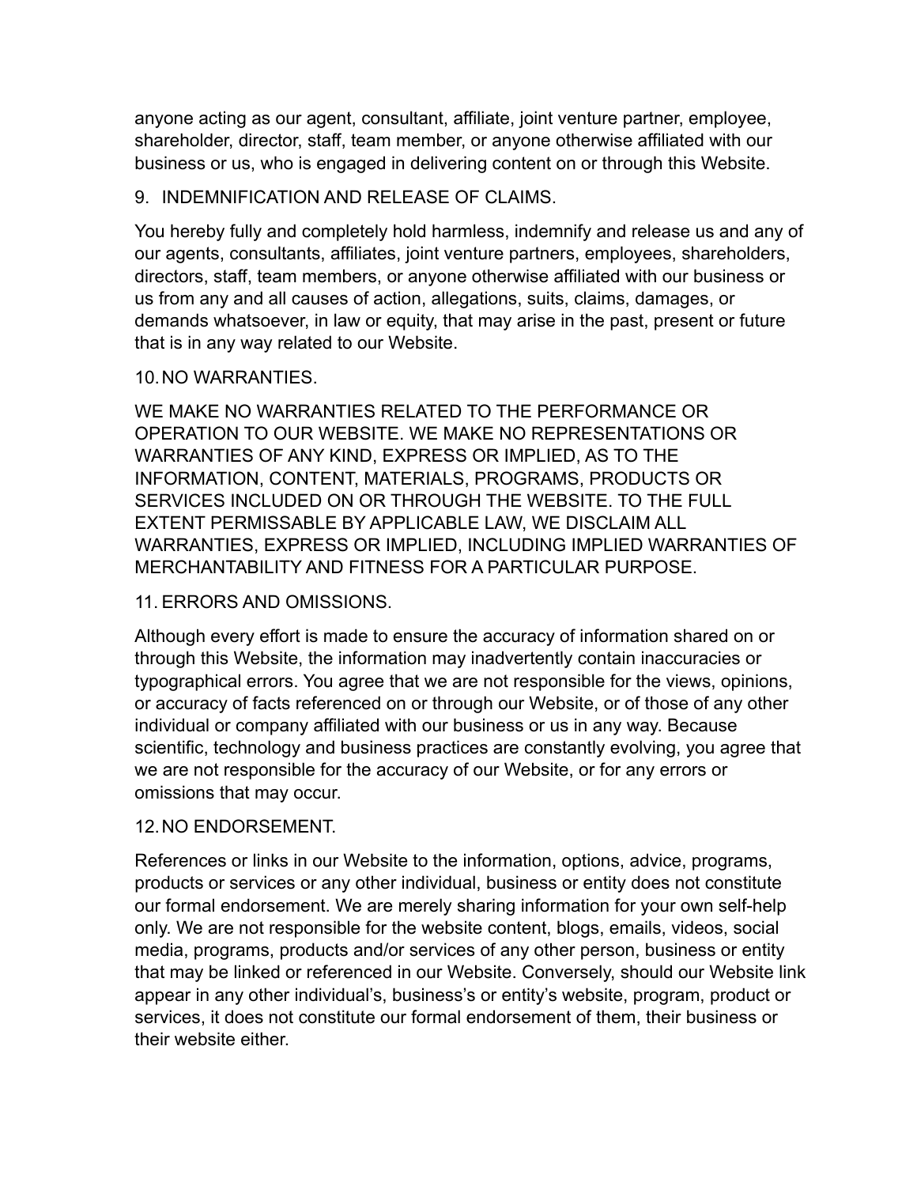anyone acting as our agent, consultant, affiliate, joint venture partner, employee, shareholder, director, staff, team member, or anyone otherwise affiliated with our business or us, who is engaged in delivering content on or through this Website.

9. INDEMNIFICATION AND RELEASE OF CLAIMS.

You hereby fully and completely hold harmless, indemnify and release us and any of our agents, consultants, affiliates, joint venture partners, employees, shareholders, directors, staff, team members, or anyone otherwise affiliated with our business or us from any and all causes of action, allegations, suits, claims, damages, or demands whatsoever, in law or equity, that may arise in the past, present or future that is in any way related to our Website.

10. NO WARRANTIES.

WE MAKE NO WARRANTIES RELATED TO THE PERFORMANCE OR OPERATION TO OUR WEBSITE. WE MAKE NO REPRESENTATIONS OR WARRANTIES OF ANY KIND, EXPRESS OR IMPLIED, AS TO THE INFORMATION, CONTENT, MATERIALS, PROGRAMS, PRODUCTS OR SERVICES INCLUDED ON OR THROUGH THE WEBSITE. TO THE FULL EXTENT PERMISSABLE BY APPLICABLE LAW, WE DISCLAIM ALL WARRANTIES, EXPRESS OR IMPLIED, INCLUDING IMPLIED WARRANTIES OF MERCHANTABILITY AND FITNESS FOR A PARTICULAR PURPOSE.

11. ERRORS AND OMISSIONS.

Although every effort is made to ensure the accuracy of information shared on or through this Website, the information may inadvertently contain inaccuracies or typographical errors. You agree that we are not responsible for the views, opinions, or accuracy of facts referenced on or through our Website, or of those of any other individual or company affiliated with our business or us in any way. Because scientific, technology and business practices are constantly evolving, you agree that we are not responsible for the accuracy of our Website, or for any errors or omissions that may occur.

12. NO ENDORSEMENT.

References or links in our Website to the information, options, advice, programs, products or services or any other individual, business or entity does not constitute our formal endorsement. We are merely sharing information for your own self-help only. We are not responsible for the website content, blogs, emails, videos, social media, programs, products and/or services of any other person, business or entity that may be linked or referenced in our Website. Conversely, should our Website link appear in any other individual's, business's or entity's website, program, product or services, it does not constitute our formal endorsement of them, their business or their website either.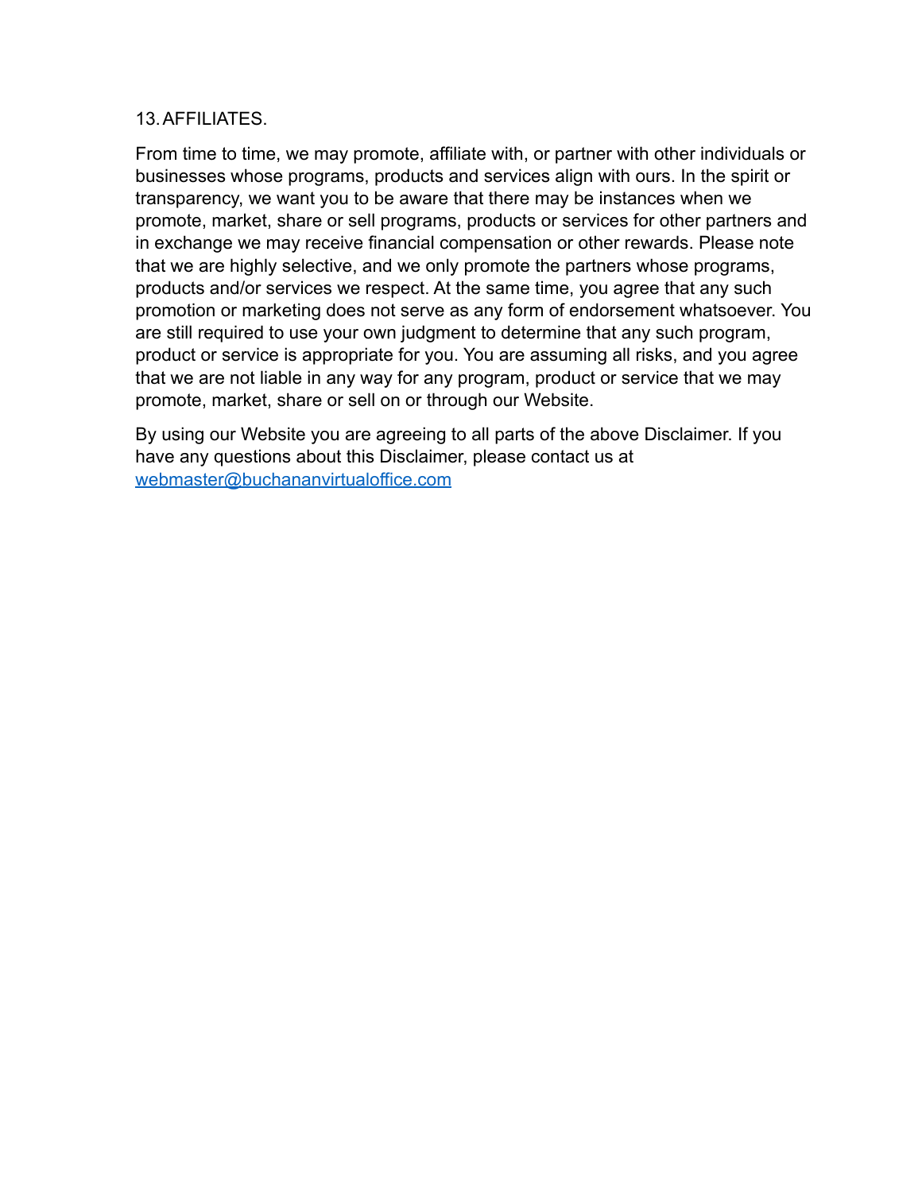13. AFFILIATES.

From time to time, we may promote, affiliate with, or partner with other individuals or businesses whose programs, products and services align with ours. In the spirit or transparency, we want you to be aware that there may be instances when we promote, market, share or sell programs, products or services for other partners and in exchange we may receive financial compensation or other rewards. Please note that we are highly selective, and we only promote the partners whose programs, products and/or services we respect. At the same time, you agree that any such promotion or marketing does not serve as any form of endorsement whatsoever. You are still required to use your own judgment to determine that any such program, product or service is appropriate for you. You are assuming all risks, and you agree that we are not liable in any way for any program, product or service that we may promote, market, share or sell on or through our Website.

By using our Website you are agreeing to all parts of the above Disclaimer. If you have any questions about this Disclaimer, please contact us at webmaster@buchananvirtualoffice.com